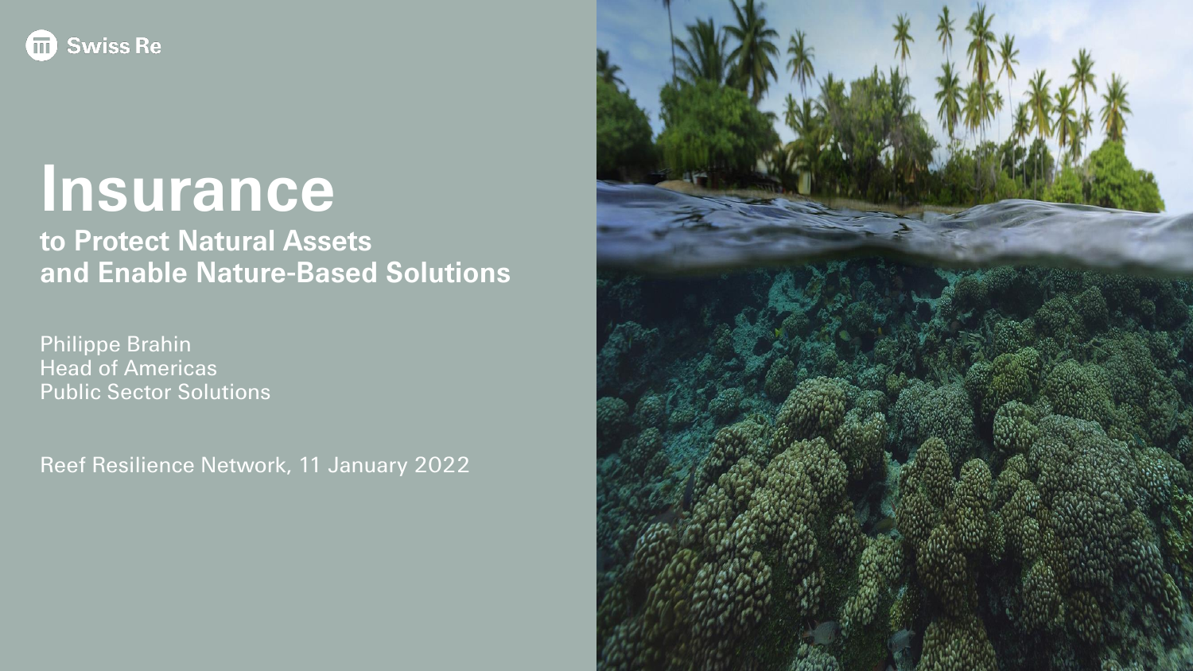Swiss Re

# Insurance

## to Protect Natural Assets and Enable Nature-Based Solutions

Philippe Brahin
Head of Americas
Public Sector Solutions

Reef Resilience Network, 11 January 2022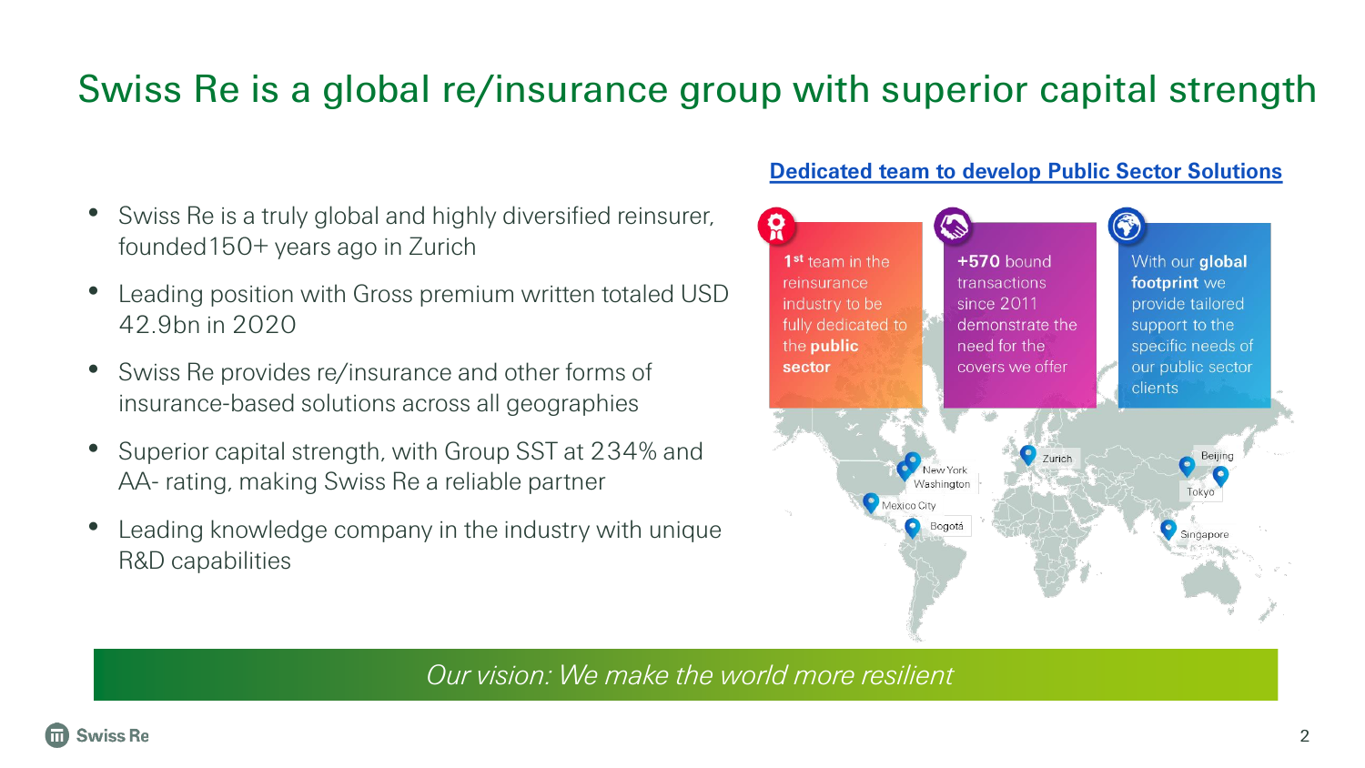# Swiss Re is a global re/insurance group with superior capital strength

- Swiss Re is a truly global and highly diversified reinsurer, founded150+ years ago in Zurich
- Leading position with Gross premium written totaled USD 42.9bn in 2020
- Swiss Re provides re/insurance and other forms of insurance-based solutions across all geographies
- Superior capital strength, with Group SST at 234% and AA- rating, making Swiss Re a reliable partner
- Leading knowledge company in the industry with unique R&D capabilities

## Dedicated team to develop Public Sector Solutions

1st team in the reinsurance industry to be fully dedicated to the **public sector**

**+570** bound transactions since 2011 demonstrate the need for the covers we offer

With our **global footprint** we provide tailored support to the specific needs of our public sector clients

New York, Washington, Mexico City, Bogotá, Zurich, Beijing, Tokyo, Singapore

*Our vision: We make the world more resilient*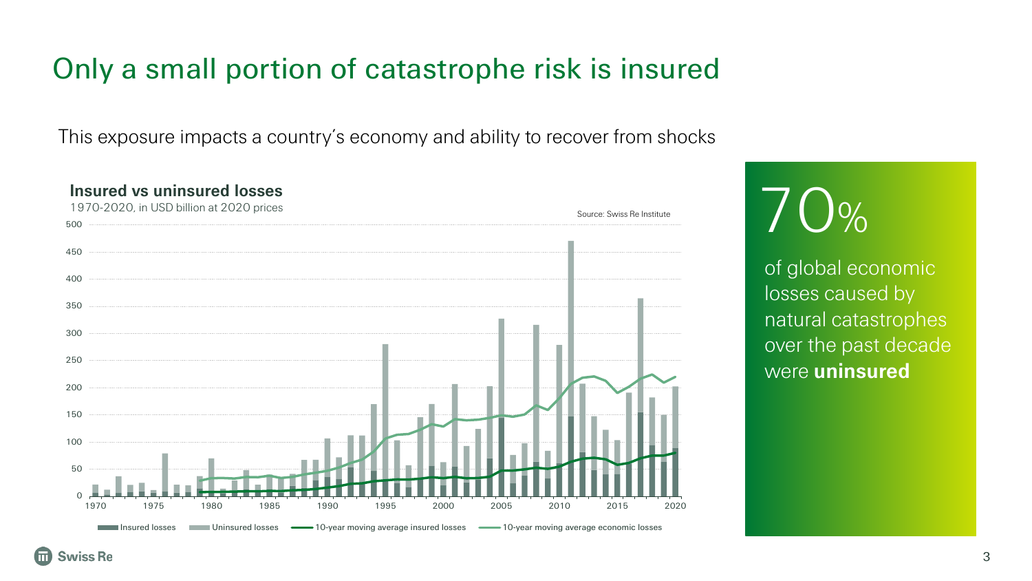# Only a small portion of catastrophe risk is insured

This exposure impacts a country's economy and ability to recover from shocks

**Insured vs uninsured losses**

1970-2020, in USD billion at 2020 prices

Source: Swiss Re Institute

Insured losses | Uninsured losses | 10-year moving average insured losses | 10-year moving average economic losses

70%

of global economic losses caused by natural catastrophes over the past decade were **uninsured**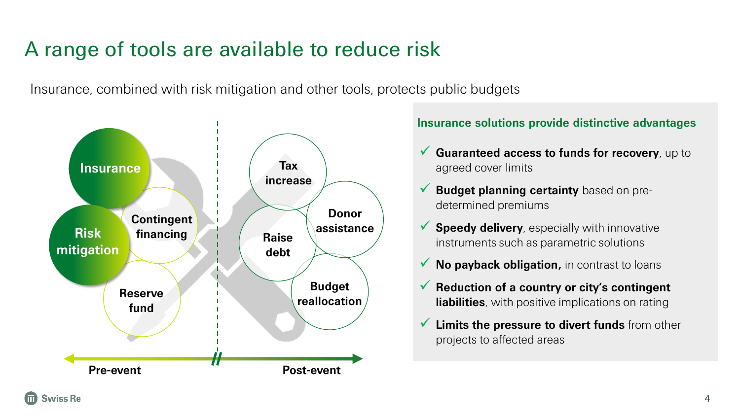# A range of tools are available to reduce risk

Insurance, combined with risk mitigation and other tools, protects public budgets

Insurance

Risk mitigation

Contingent financing

Reserve fund

Tax increase

Donor assistance

Raise debt

Budget reallocation

Pre-event

Post-event

### Insurance solutions provide distinctive advantages

- ✓ **Guaranteed access to funds for recovery**, up to agreed cover limits
- ✓ **Budget planning certainty** based on pre-determined premiums
- ✓ **Speedy delivery**, especially with innovative instruments such as parametric solutions
- ✓ **No payback obligation,** in contrast to loans
- ✓ **Reduction of a country or city's contingent liabilities**, with positive implications on rating
- ✓ **Limits the pressure to divert funds** from other projects to affected areas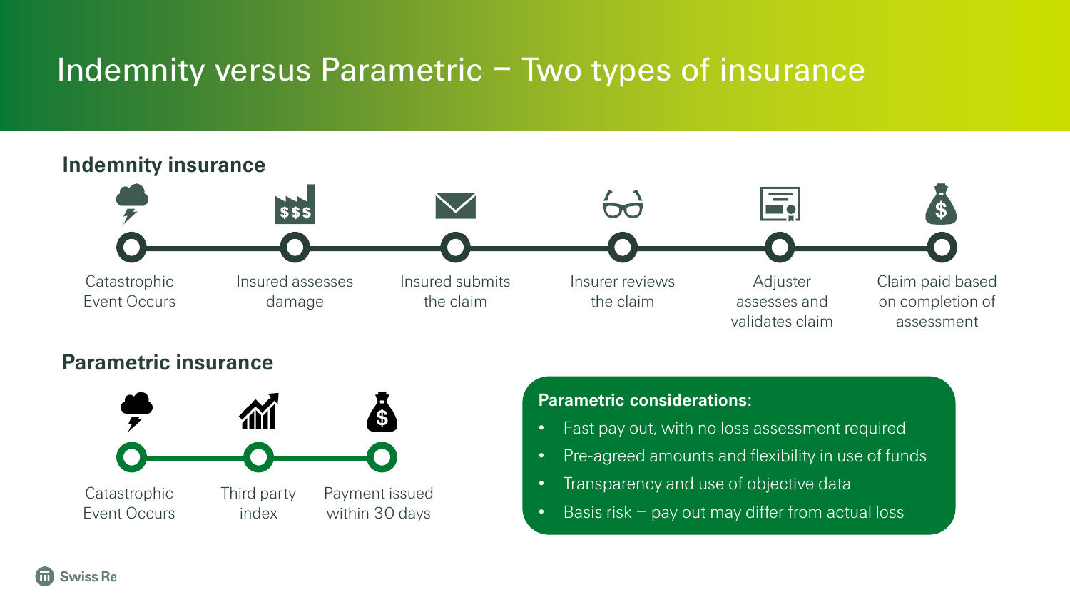# Indemnity versus Parametric – Two types of insurance

## Indemnity insurance

1. Catastrophic Event Occurs
2. Insured assesses damage
3. Insured submits the claim
4. Insurer reviews the claim
5. Adjuster assesses and validates claim
6. Claim paid based on completion of assessment

## Parametric insurance

1. Catastrophic Event Occurs
2. Third party index
3. Payment issued within 30 days

**Parametric considerations:**

- Fast pay out, with no loss assessment required
- Pre-agreed amounts and flexibility in use of funds
- Transparency and use of objective data
- Basis risk – pay out may differ from actual loss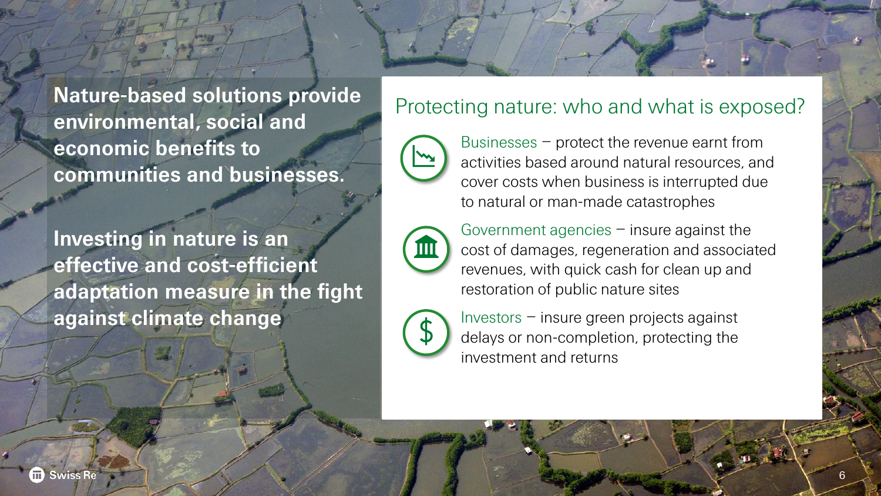**Nature-based solutions provide environmental, social and economic benefits to communities and businesses.**

**Investing in nature is an effective and cost-efficient adaptation measure in the fight against climate change**

## Protecting nature: who and what is exposed?

- Businesses – protect the revenue earnt from activities based around natural resources, and cover costs when business is interrupted due to natural or man-made catastrophes
- Government agencies – insure against the cost of damages, regeneration and associated revenues, with quick cash for clean up and restoration of public nature sites
- Investors – insure green projects against delays or non-completion, protecting the investment and returns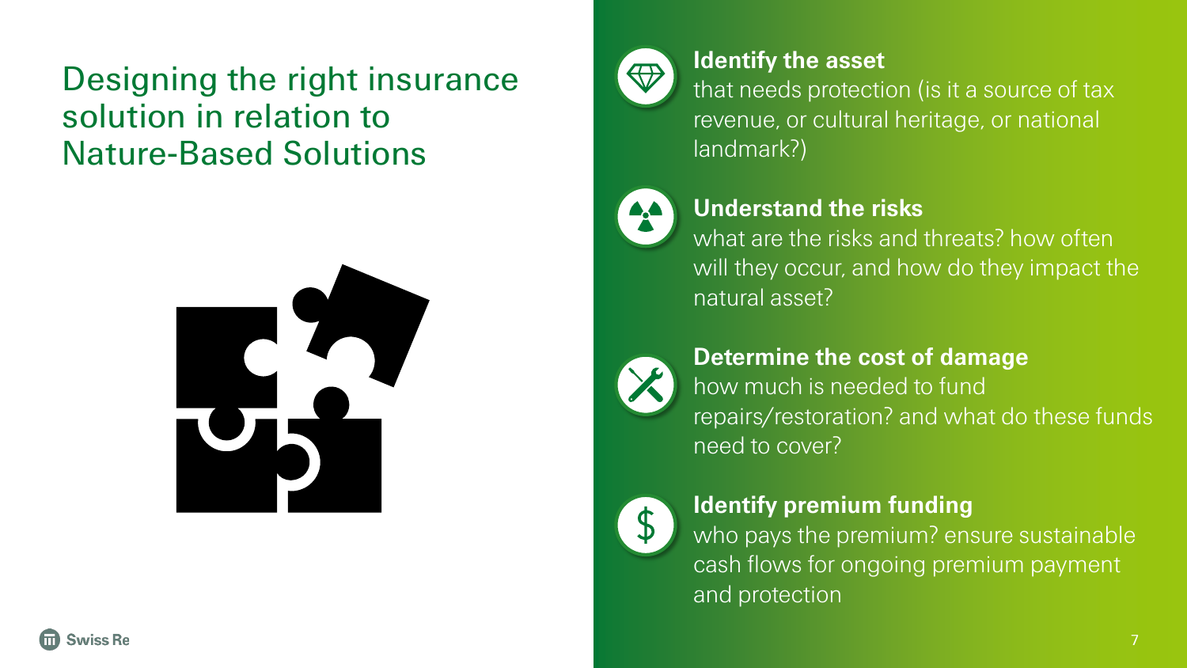# Designing the right insurance solution in relation to Nature-Based Solutions

**Identify the asset**
that needs protection (is it a source of tax revenue, or cultural heritage, or national landmark?)

**Understand the risks**
what are the risks and threats? how often will they occur, and how do they impact the natural asset?

**Determine the cost of damage**
how much is needed to fund repairs/restoration? and what do these funds need to cover?

**Identify premium funding**
who pays the premium? ensure sustainable cash flows for ongoing premium payment and protection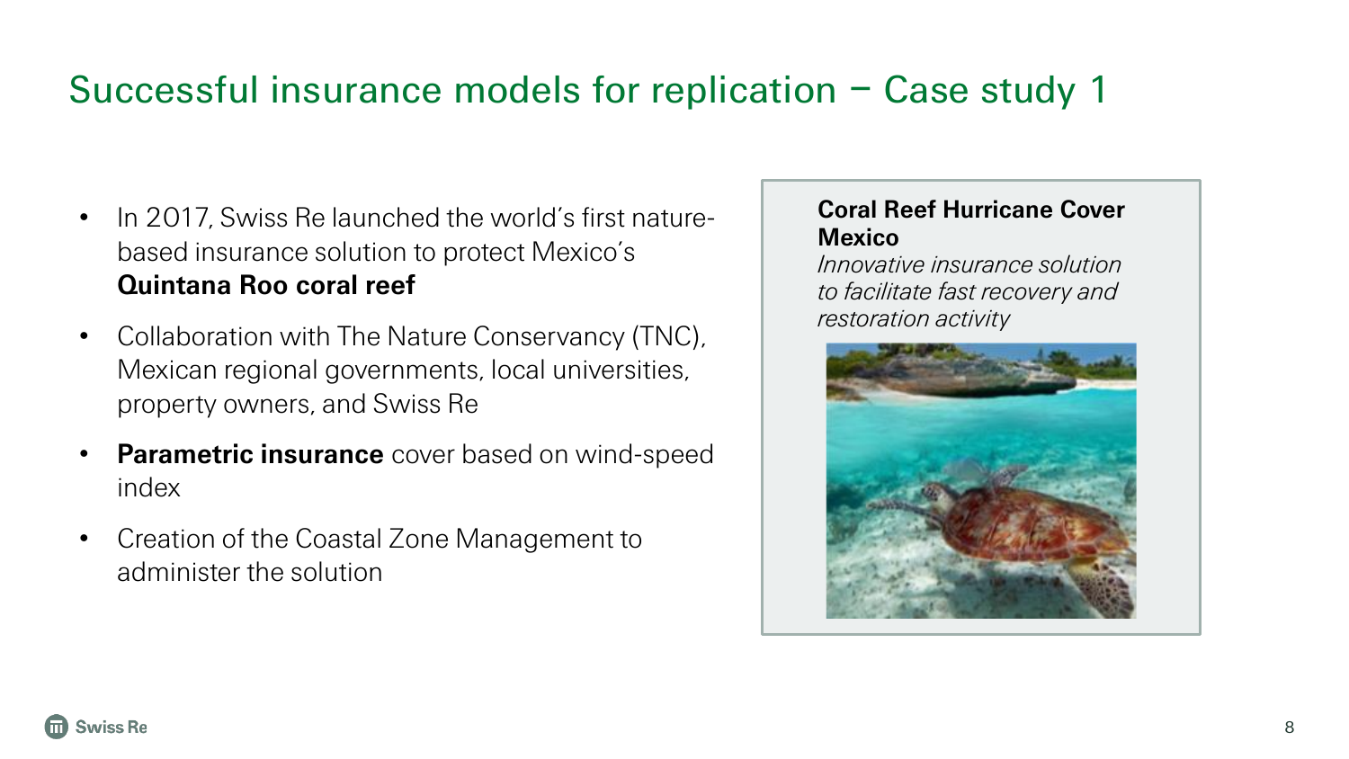# Successful insurance models for replication – Case study 1

- In 2017, Swiss Re launched the world's first nature-based insurance solution to protect Mexico's **Quintana Roo coral reef**
- Collaboration with The Nature Conservancy (TNC), Mexican regional governments, local universities, property owners, and Swiss Re
- **Parametric insurance** cover based on wind-speed index
- Creation of the Coastal Zone Management to administer the solution

**Coral Reef Hurricane Cover Mexico**

*Innovative insurance solution to facilitate fast recovery and restoration activity*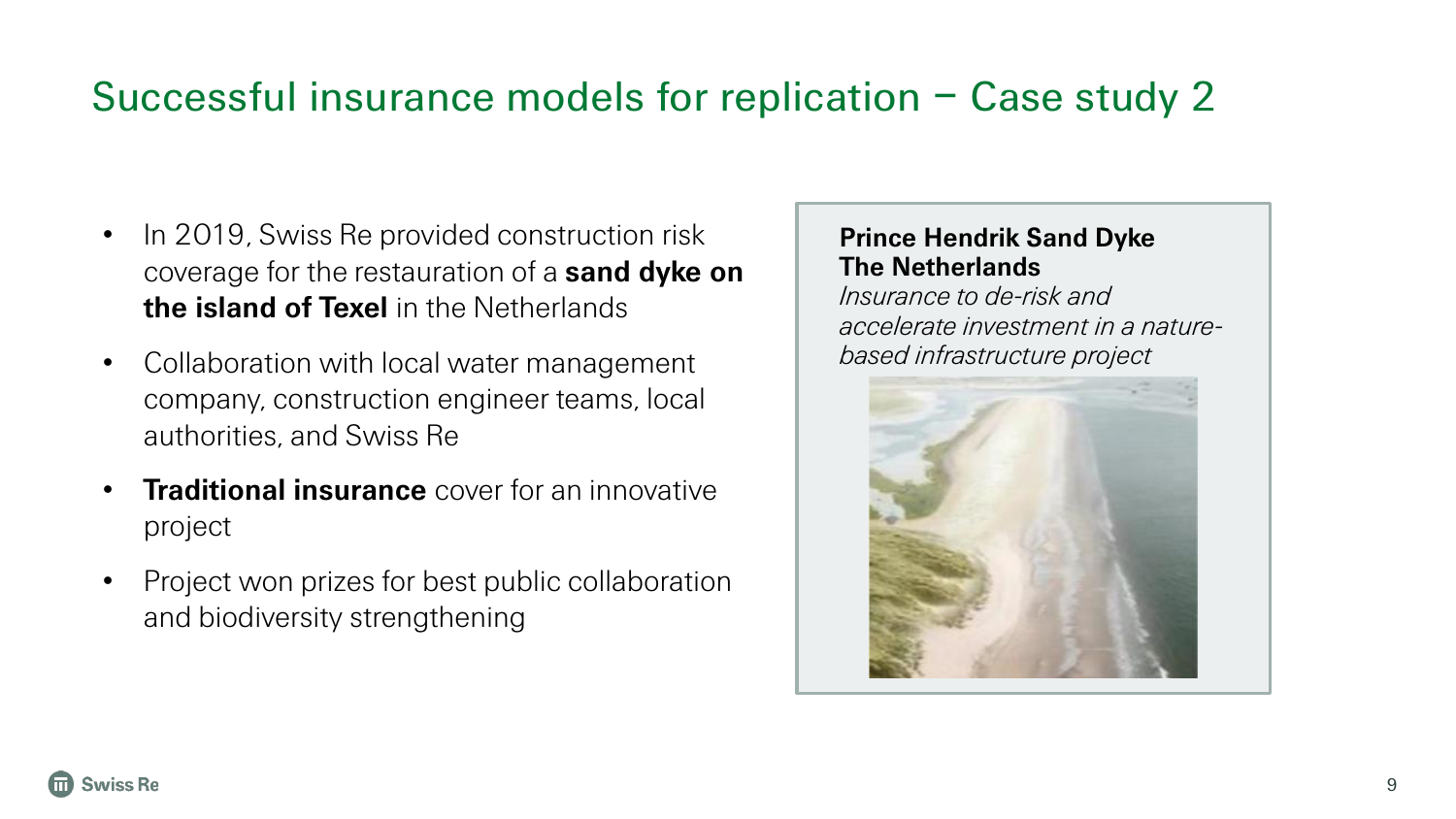# Successful insurance models for replication – Case study 2

- In 2019, Swiss Re provided construction risk coverage for the restauration of a **sand dyke on the island of Texel** in the Netherlands
- Collaboration with local water management company, construction engineer teams, local authorities, and Swiss Re
- **Traditional insurance** cover for an innovative project
- Project won prizes for best public collaboration and biodiversity strengthening

**Prince Hendrik Sand Dyke**
**The Netherlands**
*Insurance to de-risk and accelerate investment in a nature-based infrastructure project*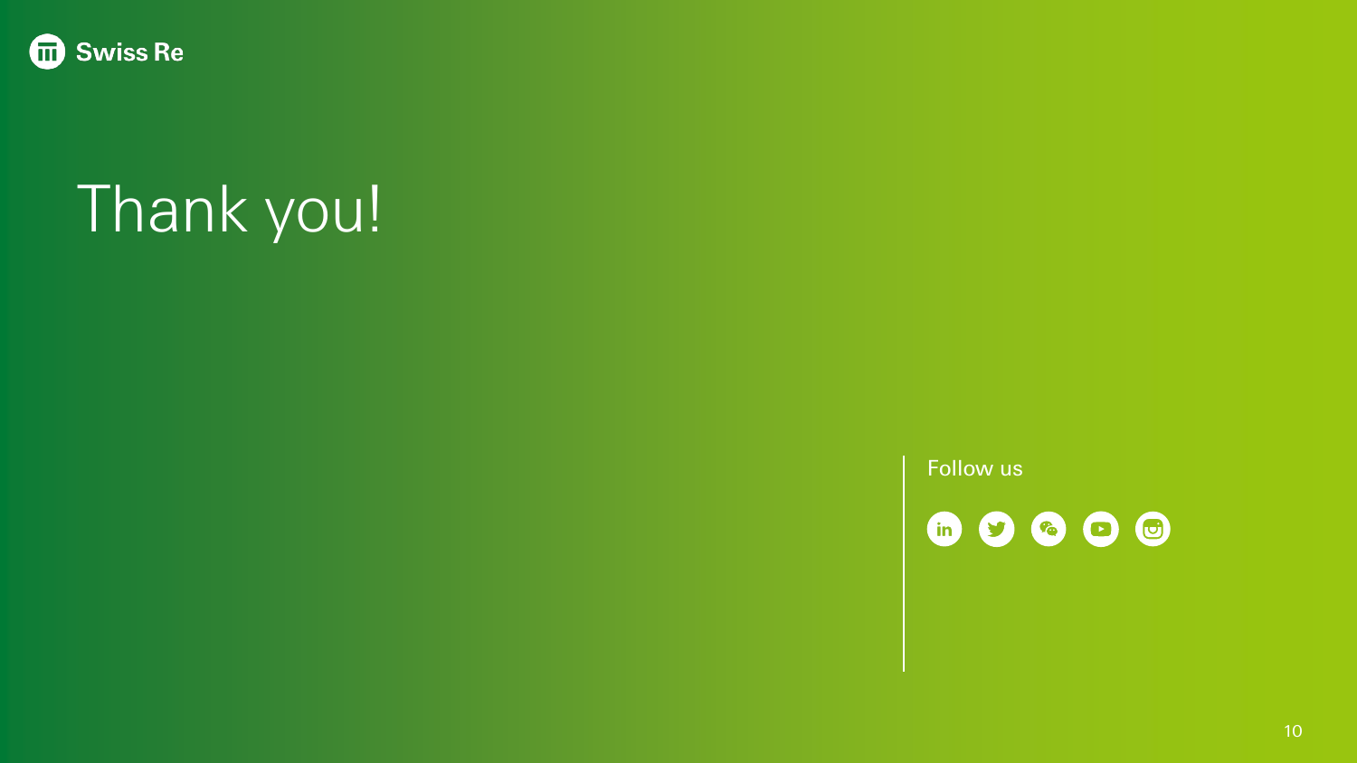Swiss Re

# Thank you!

Follow us